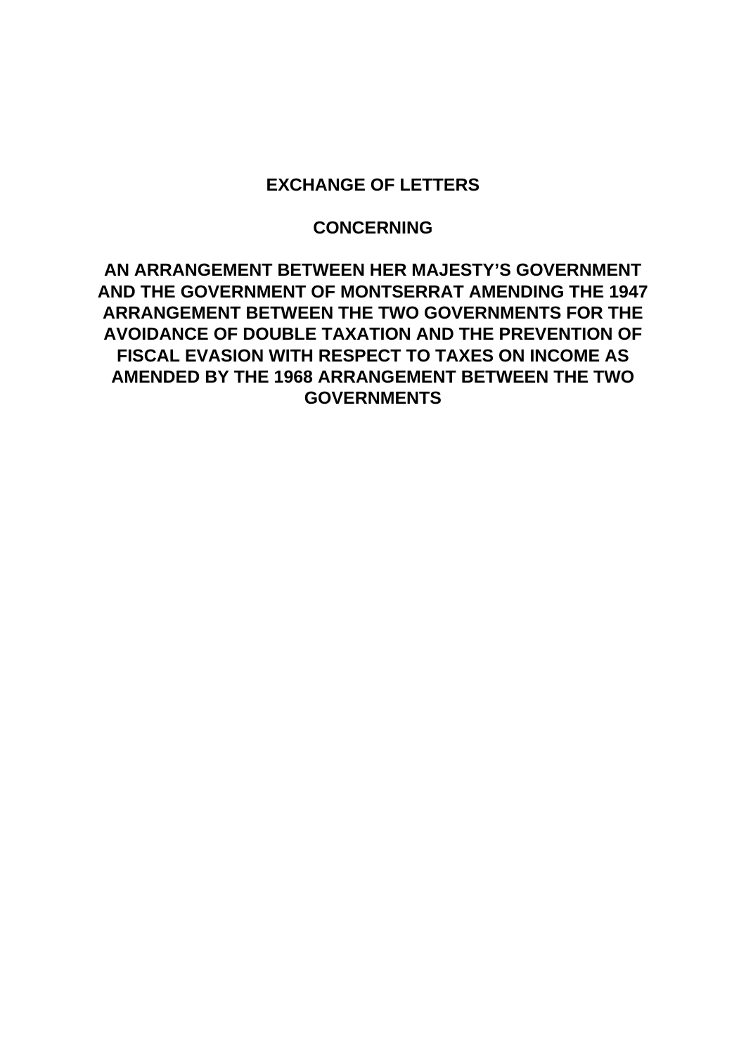# EXCHANGE OF LETTERS

## CONCERNING

## AN ARRANGEMENT BETWEEN HER MAJESTY'S GOVERNMENT AND THE GOVERNMENT OF MONTSERRAT AMENDING THE 1947 ARRANGEMENT BETWEEN THE TWO GOVERNMENTS FOR THE AVOIDANCE OF DOUBLE TAXATION AND THE PREVENTION OF FISCAL EVASION WITH RESPECT TO TAXES ON INCOME AS AMENDED BY THE 1968 ARRANGEMENT BETWEEN THE TWO GOVERNMENTS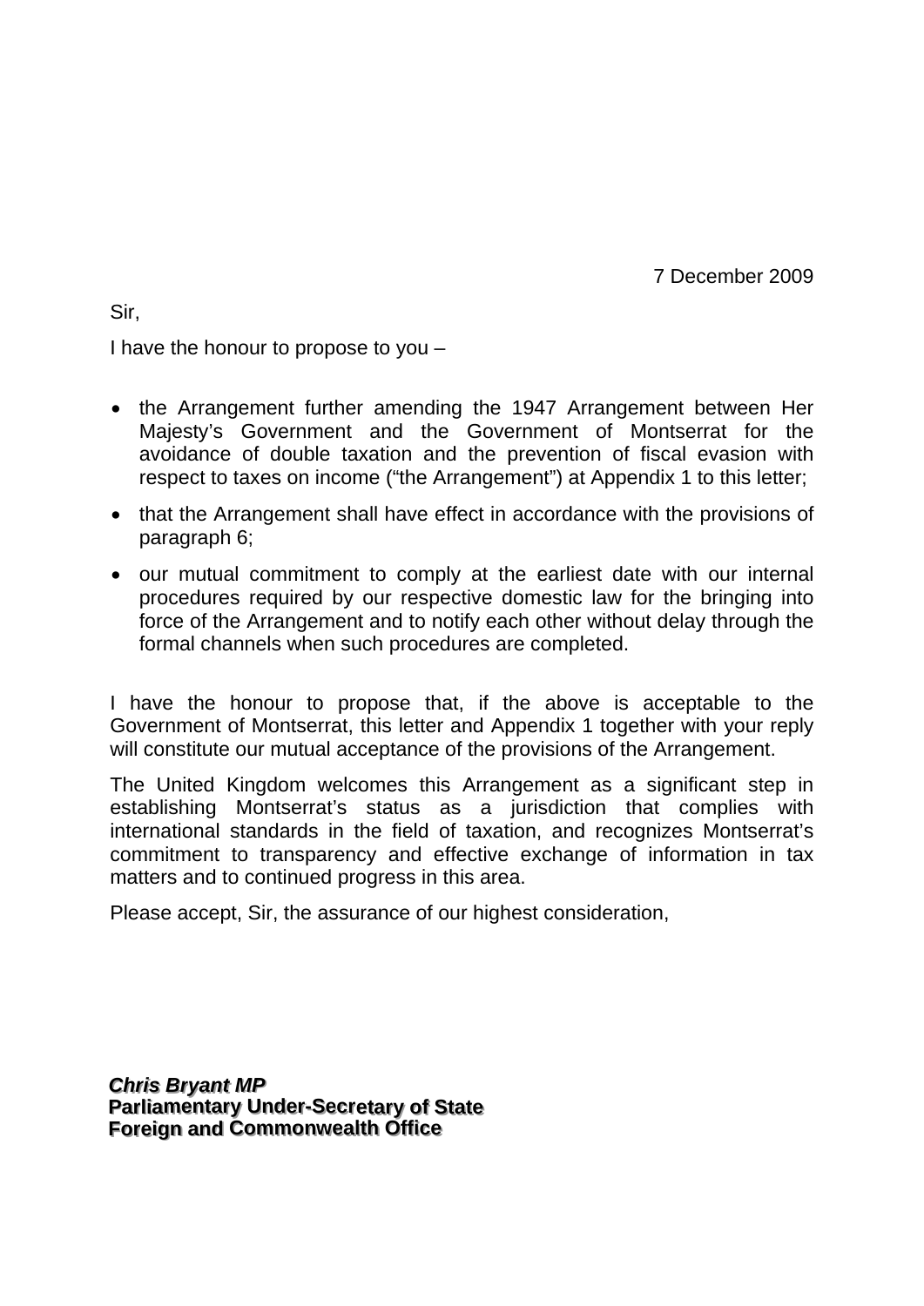7 December 2009

Sir,

I have the honour to propose to you –

- the Arrangement further amending the 1947 Arrangement between Her Majesty's Government and the Government of Montserrat for the avoidance of double taxation and the prevention of fiscal evasion with respect to taxes on income ("the Arrangement") at Appendix 1 to this letter;
- that the Arrangement shall have effect in accordance with the provisions of paragraph 6;
- our mutual commitment to comply at the earliest date with our internal procedures required by our respective domestic law for the bringing into force of the Arrangement and to notify each other without delay through the formal channels when such procedures are completed.

I have the honour to propose that, if the above is acceptable to the Government of Montserrat, this letter and Appendix 1 together with your reply will constitute our mutual acceptance of the provisions of the Arrangement.

The United Kingdom welcomes this Arrangement as a significant step in establishing Montserrat's status as a jurisdiction that complies with international standards in the field of taxation, and recognizes Montserrat's commitment to transparency and effective exchange of information in tax matters and to continued progress in this area.

Please accept, Sir, the assurance of our highest consideration,

***Chris Bryant MP***
**Parliamentary Under-Secretary of State**
**Foreign and Commonwealth Office**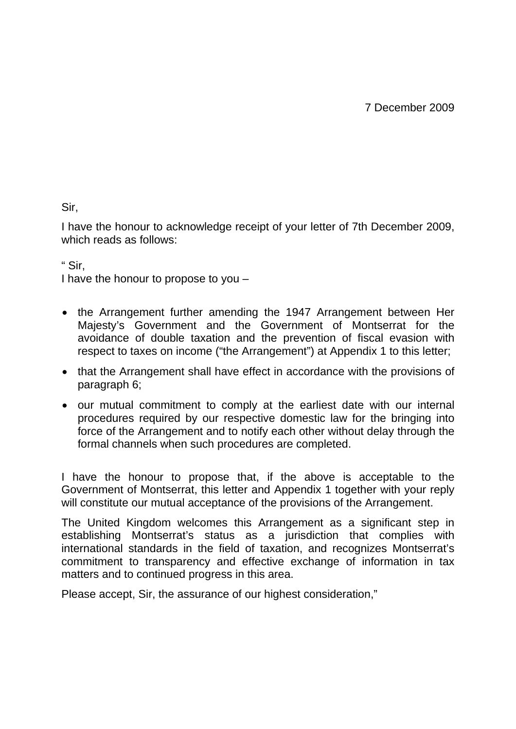7 December 2009

Sir,

I have the honour to acknowledge receipt of your letter of 7th December 2009, which reads as follows:

" Sir,
I have the honour to propose to you –

- the Arrangement further amending the 1947 Arrangement between Her Majesty's Government and the Government of Montserrat for the avoidance of double taxation and the prevention of fiscal evasion with respect to taxes on income ("the Arrangement") at Appendix 1 to this letter;
- that the Arrangement shall have effect in accordance with the provisions of paragraph 6;
- our mutual commitment to comply at the earliest date with our internal procedures required by our respective domestic law for the bringing into force of the Arrangement and to notify each other without delay through the formal channels when such procedures are completed.

I have the honour to propose that, if the above is acceptable to the Government of Montserrat, this letter and Appendix 1 together with your reply will constitute our mutual acceptance of the provisions of the Arrangement.

The United Kingdom welcomes this Arrangement as a significant step in establishing Montserrat's status as a jurisdiction that complies with international standards in the field of taxation, and recognizes Montserrat's commitment to transparency and effective exchange of information in tax matters and to continued progress in this area.

Please accept, Sir, the assurance of our highest consideration,"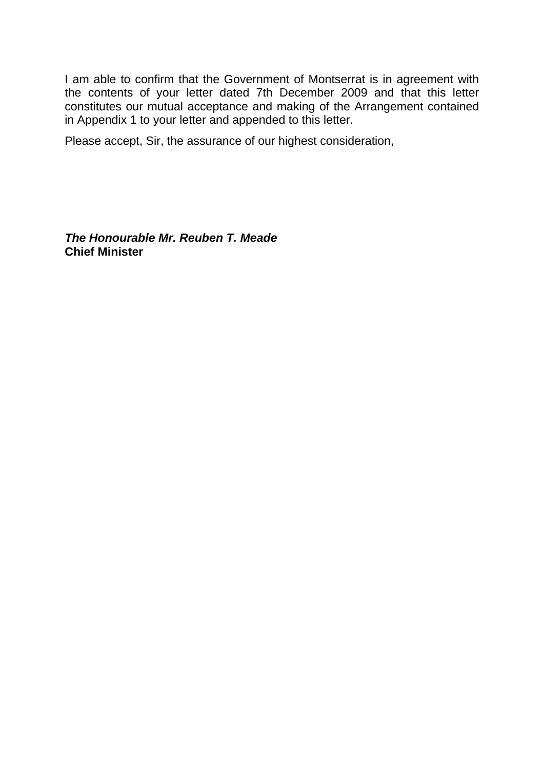I am able to confirm that the Government of Montserrat is in agreement with the contents of your letter dated 7th December 2009 and that this letter constitutes our mutual acceptance and making of the Arrangement contained in Appendix 1 to your letter and appended to this letter.

Please accept, Sir, the assurance of our highest consideration,

***The Honourable Mr. Reuben T. Meade***
**Chief Minister**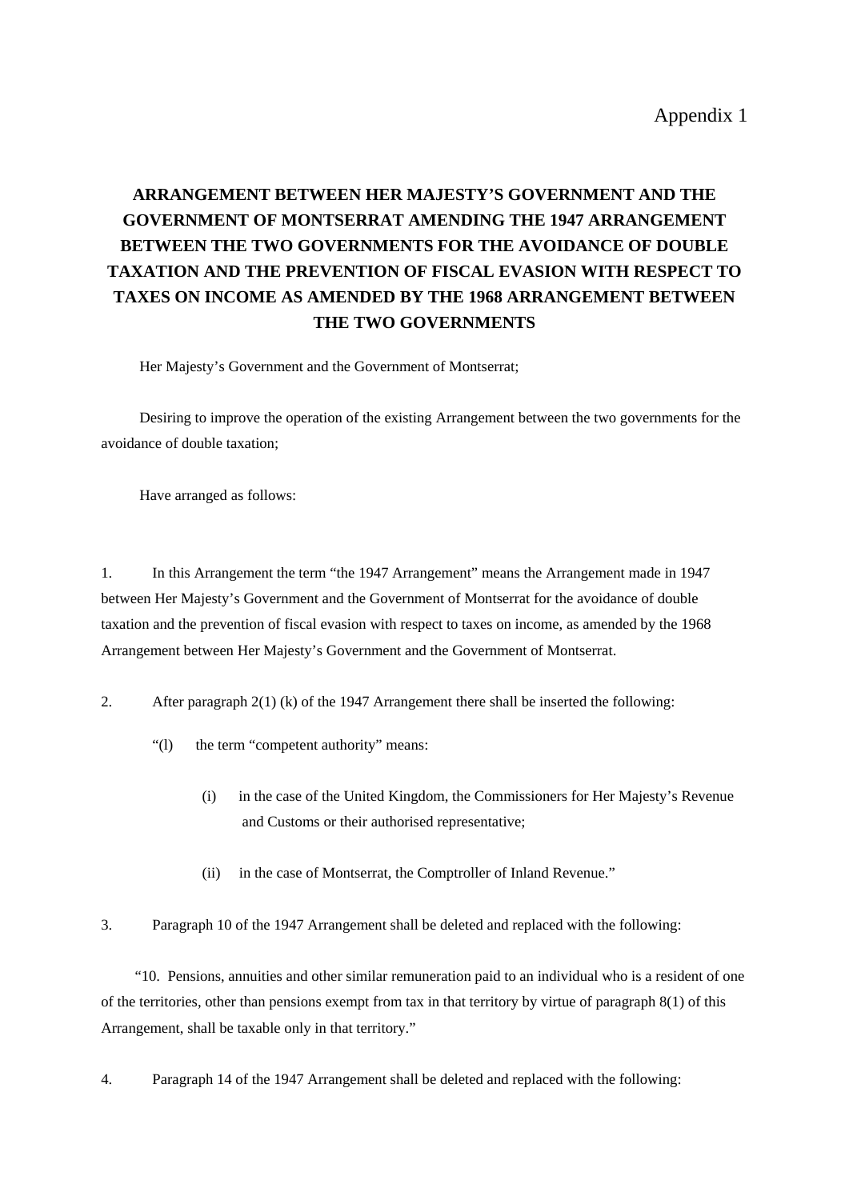Appendix 1

# ARRANGEMENT BETWEEN HER MAJESTY'S GOVERNMENT AND THE GOVERNMENT OF MONTSERRAT AMENDING THE 1947 ARRANGEMENT BETWEEN THE TWO GOVERNMENTS FOR THE AVOIDANCE OF DOUBLE TAXATION AND THE PREVENTION OF FISCAL EVASION WITH RESPECT TO TAXES ON INCOME AS AMENDED BY THE 1968 ARRANGEMENT BETWEEN THE TWO GOVERNMENTS

Her Majesty's Government and the Government of Montserrat;

Desiring to improve the operation of the existing Arrangement between the two governments for the avoidance of double taxation;

Have arranged as follows:

1. In this Arrangement the term "the 1947 Arrangement" means the Arrangement made in 1947 between Her Majesty's Government and the Government of Montserrat for the avoidance of double taxation and the prevention of fiscal evasion with respect to taxes on income, as amended by the 1968 Arrangement between Her Majesty's Government and the Government of Montserrat.

2. After paragraph 2(1) (k) of the 1947 Arrangement there shall be inserted the following:

"(l) the term "competent authority" means:

(i) in the case of the United Kingdom, the Commissioners for Her Majesty's Revenue and Customs or their authorised representative;

(ii) in the case of Montserrat, the Comptroller of Inland Revenue."

3. Paragraph 10 of the 1947 Arrangement shall be deleted and replaced with the following:

"10. Pensions, annuities and other similar remuneration paid to an individual who is a resident of one of the territories, other than pensions exempt from tax in that territory by virtue of paragraph 8(1) of this Arrangement, shall be taxable only in that territory."

4. Paragraph 14 of the 1947 Arrangement shall be deleted and replaced with the following: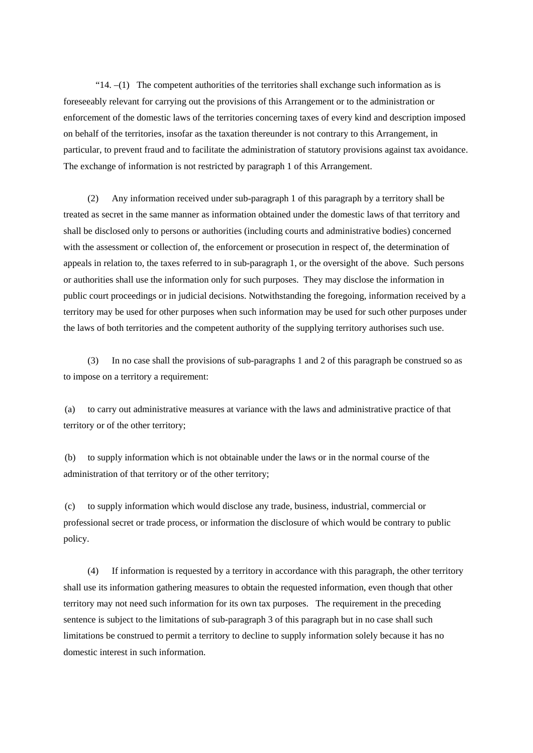"14. –(1) The competent authorities of the territories shall exchange such information as is foreseeably relevant for carrying out the provisions of this Arrangement or to the administration or enforcement of the domestic laws of the territories concerning taxes of every kind and description imposed on behalf of the territories, insofar as the taxation thereunder is not contrary to this Arrangement, in particular, to prevent fraud and to facilitate the administration of statutory provisions against tax avoidance. The exchange of information is not restricted by paragraph 1 of this Arrangement.

(2) Any information received under sub-paragraph 1 of this paragraph by a territory shall be treated as secret in the same manner as information obtained under the domestic laws of that territory and shall be disclosed only to persons or authorities (including courts and administrative bodies) concerned with the assessment or collection of, the enforcement or prosecution in respect of, the determination of appeals in relation to, the taxes referred to in sub-paragraph 1, or the oversight of the above. Such persons or authorities shall use the information only for such purposes. They may disclose the information in public court proceedings or in judicial decisions. Notwithstanding the foregoing, information received by a territory may be used for other purposes when such information may be used for such other purposes under the laws of both territories and the competent authority of the supplying territory authorises such use.

(3) In no case shall the provisions of sub-paragraphs 1 and 2 of this paragraph be construed so as to impose on a territory a requirement:

(a) to carry out administrative measures at variance with the laws and administrative practice of that territory or of the other territory;

(b) to supply information which is not obtainable under the laws or in the normal course of the administration of that territory or of the other territory;

(c) to supply information which would disclose any trade, business, industrial, commercial or professional secret or trade process, or information the disclosure of which would be contrary to public policy.

(4) If information is requested by a territory in accordance with this paragraph, the other territory shall use its information gathering measures to obtain the requested information, even though that other territory may not need such information for its own tax purposes. The requirement in the preceding sentence is subject to the limitations of sub-paragraph 3 of this paragraph but in no case shall such limitations be construed to permit a territory to decline to supply information solely because it has no domestic interest in such information.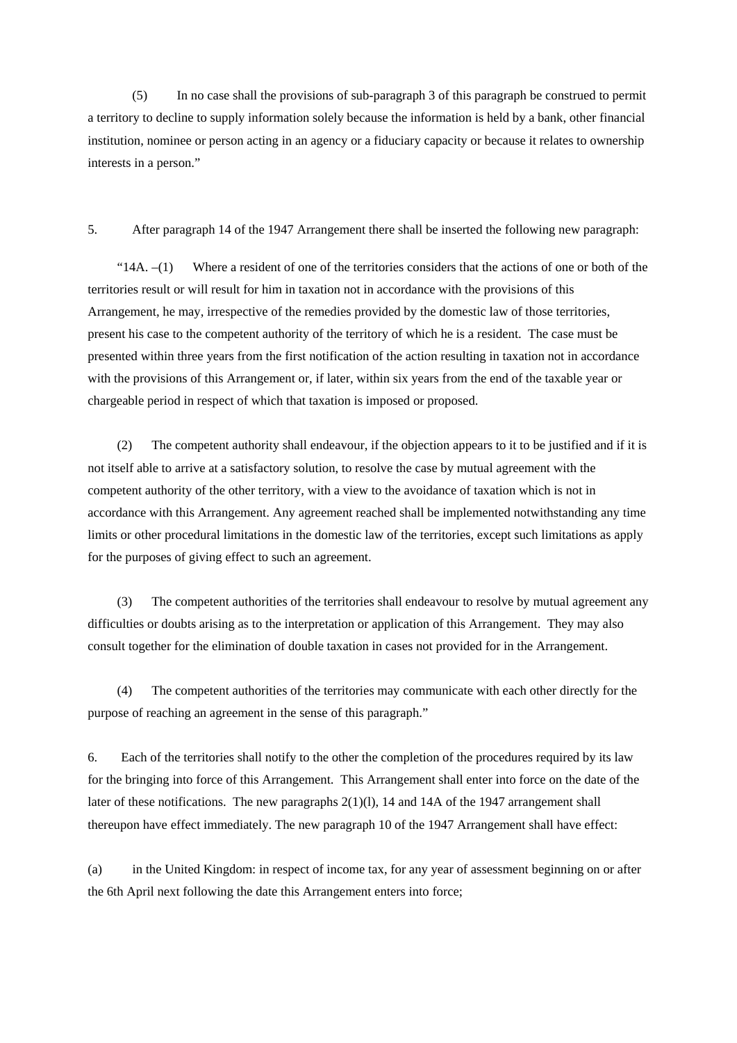(5) In no case shall the provisions of sub-paragraph 3 of this paragraph be construed to permit a territory to decline to supply information solely because the information is held by a bank, other financial institution, nominee or person acting in an agency or a fiduciary capacity or because it relates to ownership interests in a person."

5. After paragraph 14 of the 1947 Arrangement there shall be inserted the following new paragraph:

"14A. –(1) Where a resident of one of the territories considers that the actions of one or both of the territories result or will result for him in taxation not in accordance with the provisions of this Arrangement, he may, irrespective of the remedies provided by the domestic law of those territories, present his case to the competent authority of the territory of which he is a resident. The case must be presented within three years from the first notification of the action resulting in taxation not in accordance with the provisions of this Arrangement or, if later, within six years from the end of the taxable year or chargeable period in respect of which that taxation is imposed or proposed.

(2) The competent authority shall endeavour, if the objection appears to it to be justified and if it is not itself able to arrive at a satisfactory solution, to resolve the case by mutual agreement with the competent authority of the other territory, with a view to the avoidance of taxation which is not in accordance with this Arrangement. Any agreement reached shall be implemented notwithstanding any time limits or other procedural limitations in the domestic law of the territories, except such limitations as apply for the purposes of giving effect to such an agreement.

(3) The competent authorities of the territories shall endeavour to resolve by mutual agreement any difficulties or doubts arising as to the interpretation or application of this Arrangement. They may also consult together for the elimination of double taxation in cases not provided for in the Arrangement.

(4) The competent authorities of the territories may communicate with each other directly for the purpose of reaching an agreement in the sense of this paragraph."

6. Each of the territories shall notify to the other the completion of the procedures required by its law for the bringing into force of this Arrangement. This Arrangement shall enter into force on the date of the later of these notifications. The new paragraphs 2(1)(l), 14 and 14A of the 1947 arrangement shall thereupon have effect immediately. The new paragraph 10 of the 1947 Arrangement shall have effect:

(a) in the United Kingdom: in respect of income tax, for any year of assessment beginning on or after the 6th April next following the date this Arrangement enters into force;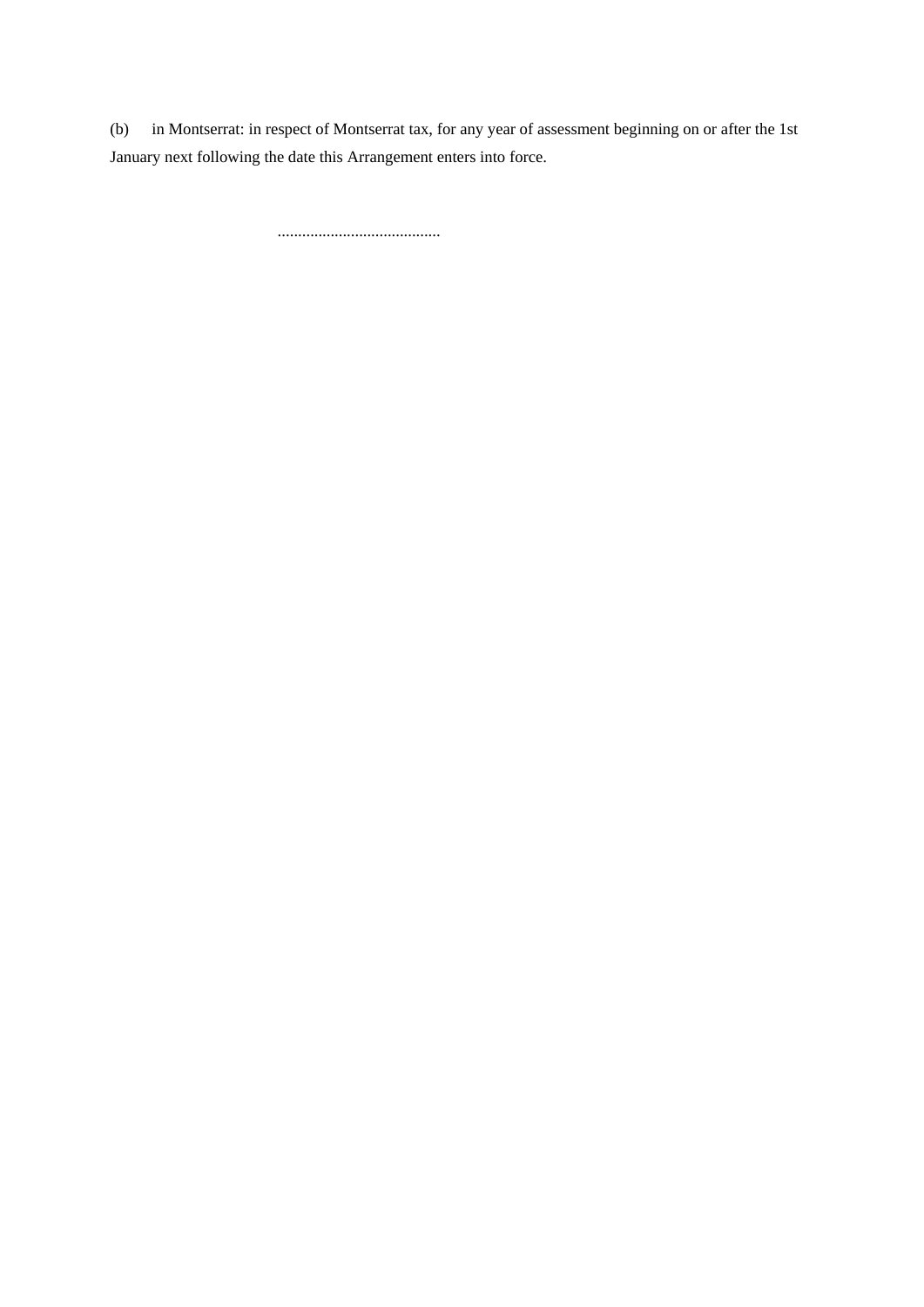(b) in Montserrat: in respect of Montserrat tax, for any year of assessment beginning on or after the 1st January next following the date this Arrangement enters into force.

........................................